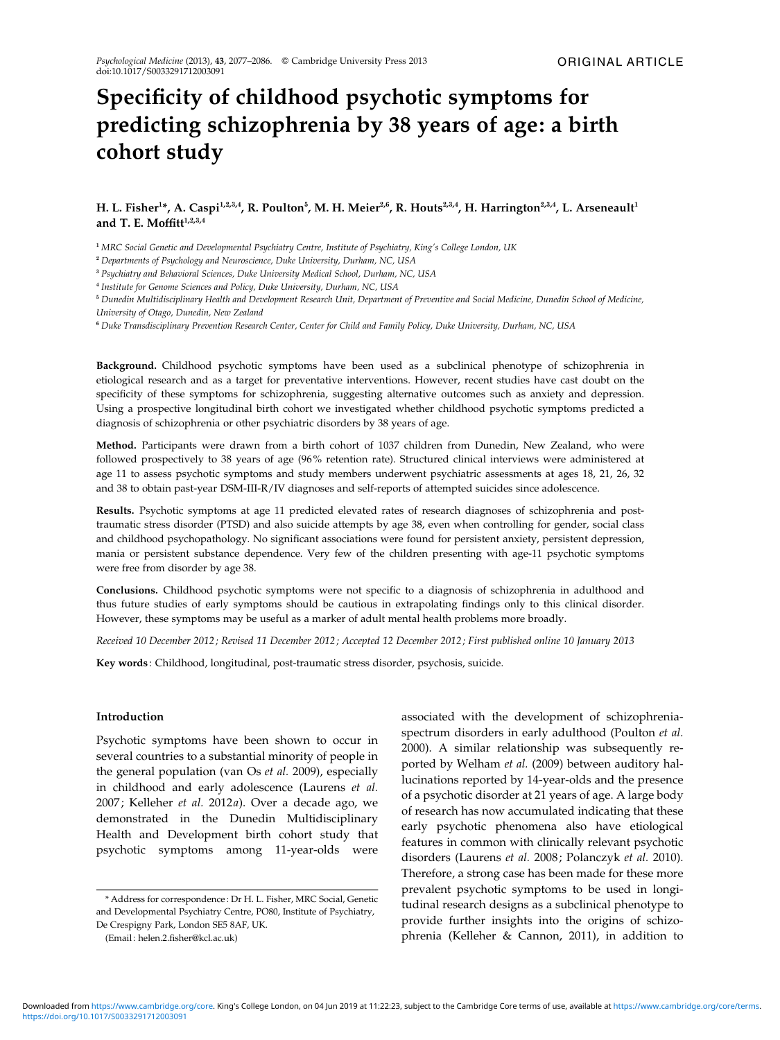ORIGINAL ARTICLE

# Specificity of childhood psychotic symptoms for predicting schizophrenia by 38 years of age: a birth cohort study

**H. L. Fisher[1]\*, A. Caspi[1,2,3,4], R. Poulton[5], M. H. Meier[2,6], R. Houts[2,3,4], H. Harrington[2,3,4], L. Arseneault[1] and T. E. Moffitt[1,2,3,4]**

[1] *MRC Social Genetic and Developmental Psychiatry Centre, Institute of Psychiatry, King's College London, UK*

[2] *Departments of Psychology and Neuroscience, Duke University, Durham, NC, USA*

[3] *Psychiatry and Behavioral Sciences, Duke University Medical School, Durham, NC, USA*

[4] *Institute for Genome Sciences and Policy, Duke University, Durham, NC, USA*

[5] *Dunedin Multidisciplinary Health and Development Research Unit, Department of Preventive and Social Medicine, Dunedin School of Medicine, University of Otago, Dunedin, New Zealand*

[6] *Duke Transdisciplinary Prevention Research Center, Center for Child and Family Policy, Duke University, Durham, NC, USA*

**Background.** Childhood psychotic symptoms have been used as a subclinical phenotype of schizophrenia in etiological research and as a target for preventative interventions. However, recent studies have cast doubt on the specificity of these symptoms for schizophrenia, suggesting alternative outcomes such as anxiety and depression. Using a prospective longitudinal birth cohort we investigated whether childhood psychotic symptoms predicted a diagnosis of schizophrenia or other psychiatric disorders by 38 years of age.

**Method.** Participants were drawn from a birth cohort of 1037 children from Dunedin, New Zealand, who were followed prospectively to 38 years of age (96% retention rate). Structured clinical interviews were administered at age 11 to assess psychotic symptoms and study members underwent psychiatric assessments at ages 18, 21, 26, 32 and 38 to obtain past-year DSM-III-R/IV diagnoses and self-reports of attempted suicides since adolescence.

**Results.** Psychotic symptoms at age 11 predicted elevated rates of research diagnoses of schizophrenia and post-traumatic stress disorder (PTSD) and also suicide attempts by age 38, even when controlling for gender, social class and childhood psychopathology. No significant associations were found for persistent anxiety, persistent depression, mania or persistent substance dependence. Very few of the children presenting with age-11 psychotic symptoms were free from disorder by age 38.

**Conclusions.** Childhood psychotic symptoms were not specific to a diagnosis of schizophrenia in adulthood and thus future studies of early symptoms should be cautious in extrapolating findings only to this clinical disorder. However, these symptoms may be useful as a marker of adult mental health problems more broadly.

*Received 10 December 2012; Revised 11 December 2012; Accepted 12 December 2012; First published online 10 January 2013*

**Key words**: Childhood, longitudinal, post-traumatic stress disorder, psychosis, suicide.

## Introduction

Psychotic symptoms have been shown to occur in several countries to a substantial minority of people in the general population (van Os *et al.* 2009), especially in childhood and early adolescence (Laurens *et al.* 2007; Kelleher *et al.* 2012*a*). Over a decade ago, we demonstrated in the Dunedin Multidisciplinary Health and Development birth cohort study that psychotic symptoms among 11-year-olds were associated with the development of schizophrenia-spectrum disorders in early adulthood (Poulton *et al.* 2000). A similar relationship was subsequently reported by Welham *et al.* (2009) between auditory hallucinations reported by 14-year-olds and the presence of a psychotic disorder at 21 years of age. A large body of research has now accumulated indicating that these early psychotic phenomena also have etiological features in common with clinically relevant psychotic disorders (Laurens *et al.* 2008; Polanczyk *et al.* 2010). Therefore, a strong case has been made for these more prevalent psychotic symptoms to be used in longitudinal research designs as a subclinical phenotype to provide further insights into the origins of schizophrenia (Kelleher & Cannon, 2011), in addition to

\* Address for correspondence: Dr H. L. Fisher, MRC Social, Genetic and Developmental Psychiatry Centre, PO80, Institute of Psychiatry, De Crespigny Park, London SE5 8AF, UK.

(Email: helen.2.fisher@kcl.ac.uk)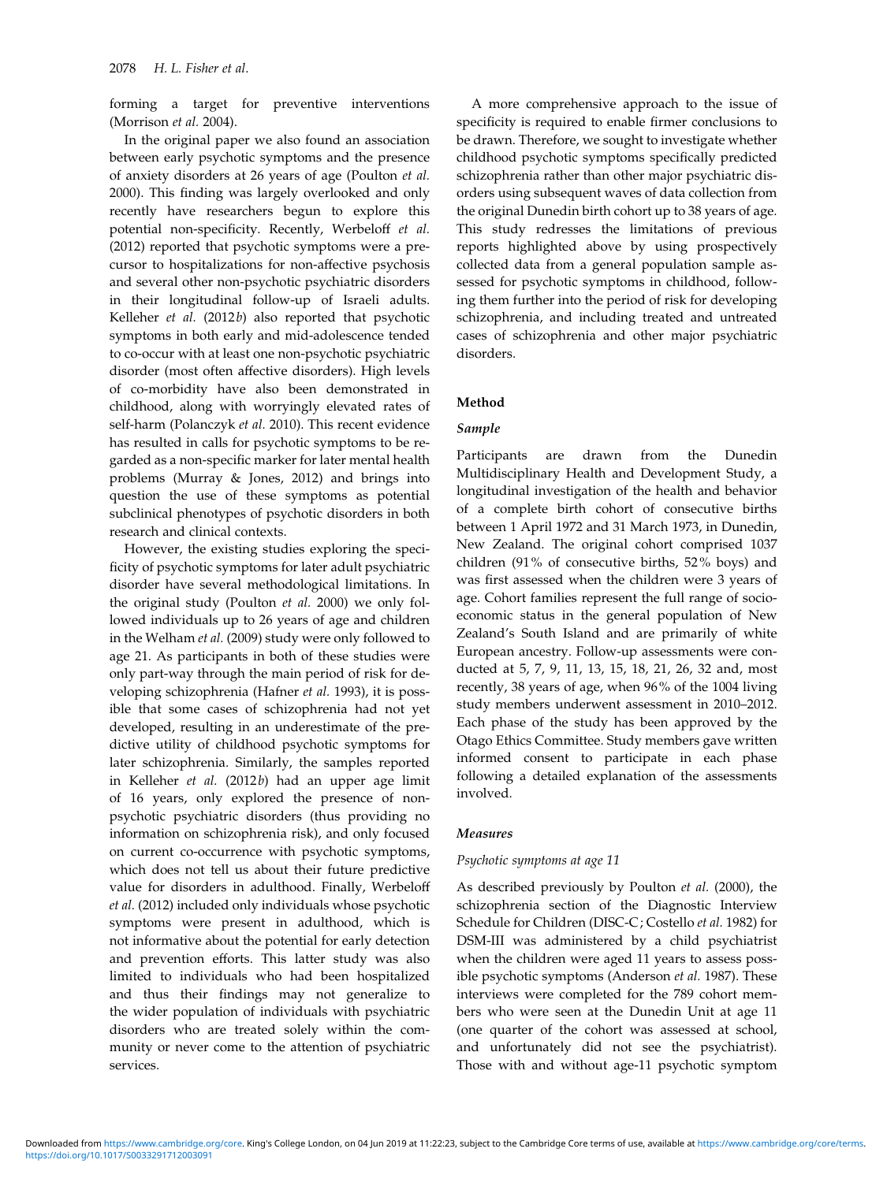forming a target for preventive interventions (Morrison *et al.* 2004).

In the original paper we also found an association between early psychotic symptoms and the presence of anxiety disorders at 26 years of age (Poulton *et al.* 2000). This finding was largely overlooked and only recently have researchers begun to explore this potential non-specificity. Recently, Werbeloff *et al.* (2012) reported that psychotic symptoms were a precursor to hospitalizations for non-affective psychosis and several other non-psychotic psychiatric disorders in their longitudinal follow-up of Israeli adults. Kelleher *et al.* (2012*b*) also reported that psychotic symptoms in both early and mid-adolescence tended to co-occur with at least one non-psychotic psychiatric disorder (most often affective disorders). High levels of co-morbidity have also been demonstrated in childhood, along with worryingly elevated rates of self-harm (Polanczyk *et al.* 2010). This recent evidence has resulted in calls for psychotic symptoms to be regarded as a non-specific marker for later mental health problems (Murray & Jones, 2012) and brings into question the use of these symptoms as potential subclinical phenotypes of psychotic disorders in both research and clinical contexts.

However, the existing studies exploring the specificity of psychotic symptoms for later adult psychiatric disorder have several methodological limitations. In the original study (Poulton *et al.* 2000) we only followed individuals up to 26 years of age and children in the Welham *et al.* (2009) study were only followed to age 21. As participants in both of these studies were only part-way through the main period of risk for developing schizophrenia (Hafner *et al.* 1993), it is possible that some cases of schizophrenia had not yet developed, resulting in an underestimate of the predictive utility of childhood psychotic symptoms for later schizophrenia. Similarly, the samples reported in Kelleher *et al.* (2012*b*) had an upper age limit of 16 years, only explored the presence of non-psychotic psychiatric disorders (thus providing no information on schizophrenia risk), and only focused on current co-occurrence with psychotic symptoms, which does not tell us about their future predictive value for disorders in adulthood. Finally, Werbeloff *et al.* (2012) included only individuals whose psychotic symptoms were present in adulthood, which is not informative about the potential for early detection and prevention efforts. This latter study was also limited to individuals who had been hospitalized and thus their findings may not generalize to the wider population of individuals with psychiatric disorders who are treated solely within the community or never come to the attention of psychiatric services.

A more comprehensive approach to the issue of specificity is required to enable firmer conclusions to be drawn. Therefore, we sought to investigate whether childhood psychotic symptoms specifically predicted schizophrenia rather than other major psychiatric disorders using subsequent waves of data collection from the original Dunedin birth cohort up to 38 years of age. This study redresses the limitations of previous reports highlighted above by using prospectively collected data from a general population sample assessed for psychotic symptoms in childhood, following them further into the period of risk for developing schizophrenia, and including treated and untreated cases of schizophrenia and other major psychiatric disorders.

## Method

### *Sample*

Participants are drawn from the Dunedin Multidisciplinary Health and Development Study, a longitudinal investigation of the health and behavior of a complete birth cohort of consecutive births between 1 April 1972 and 31 March 1973, in Dunedin, New Zealand. The original cohort comprised 1037 children (91% of consecutive births, 52% boys) and was first assessed when the children were 3 years of age. Cohort families represent the full range of socioeconomic status in the general population of New Zealand's South Island and are primarily of white European ancestry. Follow-up assessments were conducted at 5, 7, 9, 11, 13, 15, 18, 21, 26, 32 and, most recently, 38 years of age, when 96% of the 1004 living study members underwent assessment in 2010–2012. Each phase of the study has been approved by the Otago Ethics Committee. Study members gave written informed consent to participate in each phase following a detailed explanation of the assessments involved.

### *Measures*

#### *Psychotic symptoms at age 11*

As described previously by Poulton *et al.* (2000), the schizophrenia section of the Diagnostic Interview Schedule for Children (DISC-C; Costello *et al.* 1982) for DSM-III was administered by a child psychiatrist when the children were aged 11 years to assess possible psychotic symptoms (Anderson *et al.* 1987). These interviews were completed for the 789 cohort members who were seen at the Dunedin Unit at age 11 (one quarter of the cohort was assessed at school, and unfortunately did not see the psychiatrist). Those with and without age-11 psychotic symptom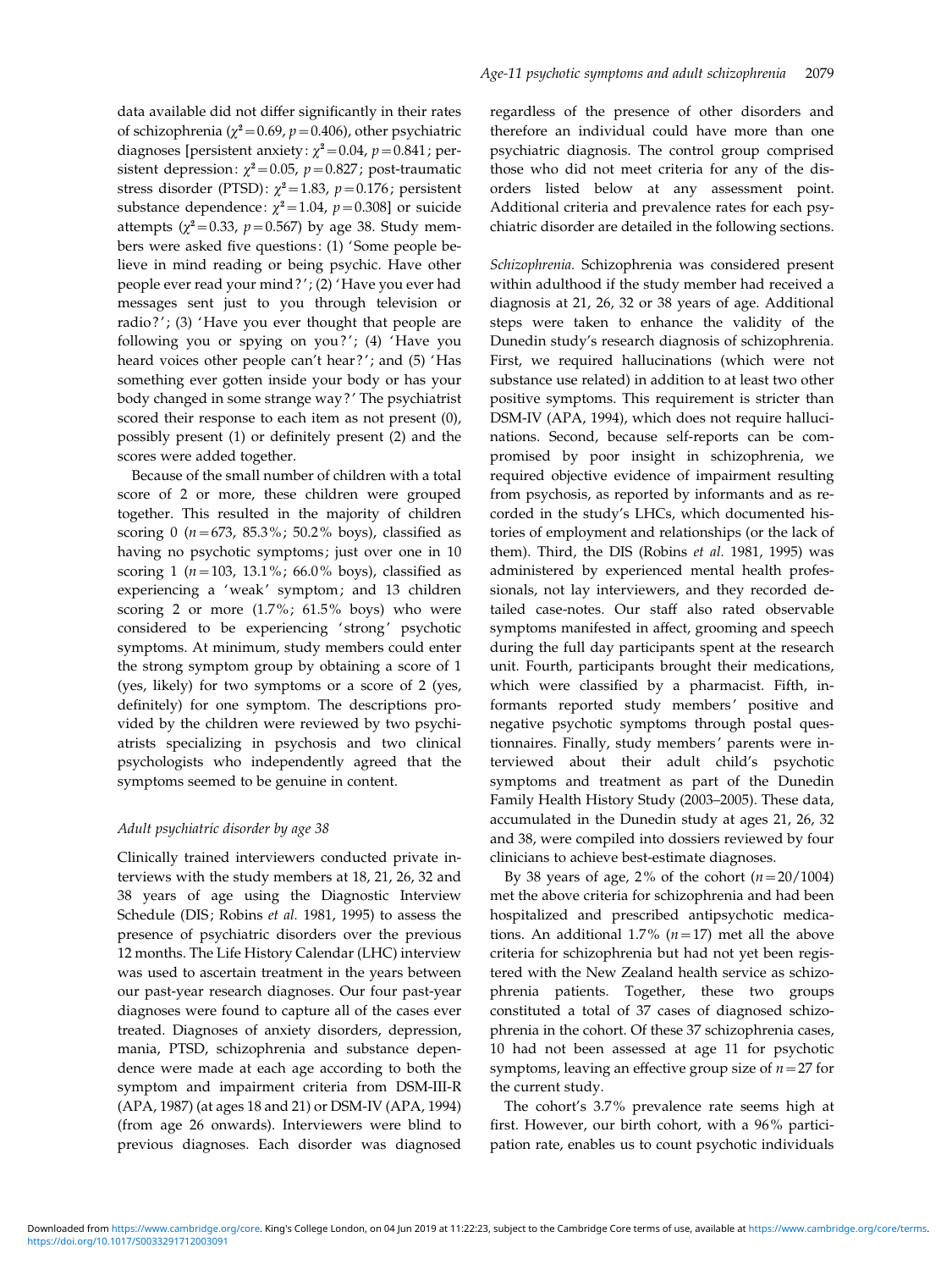data available did not differ significantly in their rates of schizophrenia ($\chi^2=0.69$, $p=0.406$), other psychiatric diagnoses [persistent anxiety: $\chi^2=0.04$, $p=0.841$; persistent depression: $\chi^2=0.05$, $p=0.827$; post-traumatic stress disorder (PTSD): $\chi^2=1.83$, $p=0.176$; persistent substance dependence: $\chi^2=1.04$, $p=0.308$] or suicide attempts ($\chi^2=0.33$, $p=0.567$) by age 38. Study members were asked five questions: (1) 'Some people believe in mind reading or being psychic. Have other people ever read your mind?'; (2) 'Have you ever had messages sent just to you through television or radio?'; (3) 'Have you ever thought that people are following you or spying on you?'; (4) 'Have you heard voices other people can't hear?'; and (5) 'Has something ever gotten inside your body or has your body changed in some strange way?' The psychiatrist scored their response to each item as not present (0), possibly present (1) or definitely present (2) and the scores were added together.

Because of the small number of children with a total score of 2 or more, these children were grouped together. This resulted in the majority of children scoring 0 ($n=673$, 85.3%; 50.2% boys), classified as having no psychotic symptoms; just over one in 10 scoring 1 ($n=103$, 13.1%; 66.0% boys), classified as experiencing a 'weak' symptom; and 13 children scoring 2 or more (1.7%; 61.5% boys) who were considered to be experiencing 'strong' psychotic symptoms. At minimum, study members could enter the strong symptom group by obtaining a score of 1 (yes, likely) for two symptoms or a score of 2 (yes, definitely) for one symptom. The descriptions provided by the children were reviewed by two psychiatrists specializing in psychosis and two clinical psychologists who independently agreed that the symptoms seemed to be genuine in content.

### *Adult psychiatric disorder by age 38*

Clinically trained interviewers conducted private interviews with the study members at 18, 21, 26, 32 and 38 years of age using the Diagnostic Interview Schedule (DIS; Robins *et al.* 1981, 1995) to assess the presence of psychiatric disorders over the previous 12 months. The Life History Calendar (LHC) interview was used to ascertain treatment in the years between our past-year research diagnoses. Our four past-year diagnoses were found to capture all of the cases ever treated. Diagnoses of anxiety disorders, depression, mania, PTSD, schizophrenia and substance dependence were made at each age according to both the symptom and impairment criteria from DSM-III-R (APA, 1987) (at ages 18 and 21) or DSM-IV (APA, 1994) (from age 26 onwards). Interviewers were blind to previous diagnoses. Each disorder was diagnosed regardless of the presence of other disorders and therefore an individual could have more than one psychiatric diagnosis. The control group comprised those who did not meet criteria for any of the disorders listed below at any assessment point. Additional criteria and prevalence rates for each psychiatric disorder are detailed in the following sections.

*Schizophrenia.* Schizophrenia was considered present within adulthood if the study member had received a diagnosis at 21, 26, 32 or 38 years of age. Additional steps were taken to enhance the validity of the Dunedin study's research diagnosis of schizophrenia. First, we required hallucinations (which were not substance use related) in addition to at least two other positive symptoms. This requirement is stricter than DSM-IV (APA, 1994), which does not require hallucinations. Second, because self-reports can be compromised by poor insight in schizophrenia, we required objective evidence of impairment resulting from psychosis, as reported by informants and as recorded in the study's LHCs, which documented histories of employment and relationships (or the lack of them). Third, the DIS (Robins *et al.* 1981, 1995) was administered by experienced mental health professionals, not lay interviewers, and they recorded detailed case-notes. Our staff also rated observable symptoms manifested in affect, grooming and speech during the full day participants spent at the research unit. Fourth, participants brought their medications, which were classified by a pharmacist. Fifth, informants reported study members' positive and negative psychotic symptoms through postal questionnaires. Finally, study members' parents were interviewed about their adult child's psychotic symptoms and treatment as part of the Dunedin Family Health History Study (2003–2005). These data, accumulated in the Dunedin study at ages 21, 26, 32 and 38, were compiled into dossiers reviewed by four clinicians to achieve best-estimate diagnoses.

By 38 years of age, 2% of the cohort ($n=20/1004$) met the above criteria for schizophrenia and had been hospitalized and prescribed antipsychotic medications. An additional 1.7% ($n=17$) met all the above criteria for schizophrenia but had not yet been registered with the New Zealand health service as schizophrenia patients. Together, these two groups constituted a total of 37 cases of diagnosed schizophrenia in the cohort. Of these 37 schizophrenia cases, 10 had not been assessed at age 11 for psychotic symptoms, leaving an effective group size of $n=27$ for the current study.

The cohort's 3.7% prevalence rate seems high at first. However, our birth cohort, with a 96% participation rate, enables us to count psychotic individuals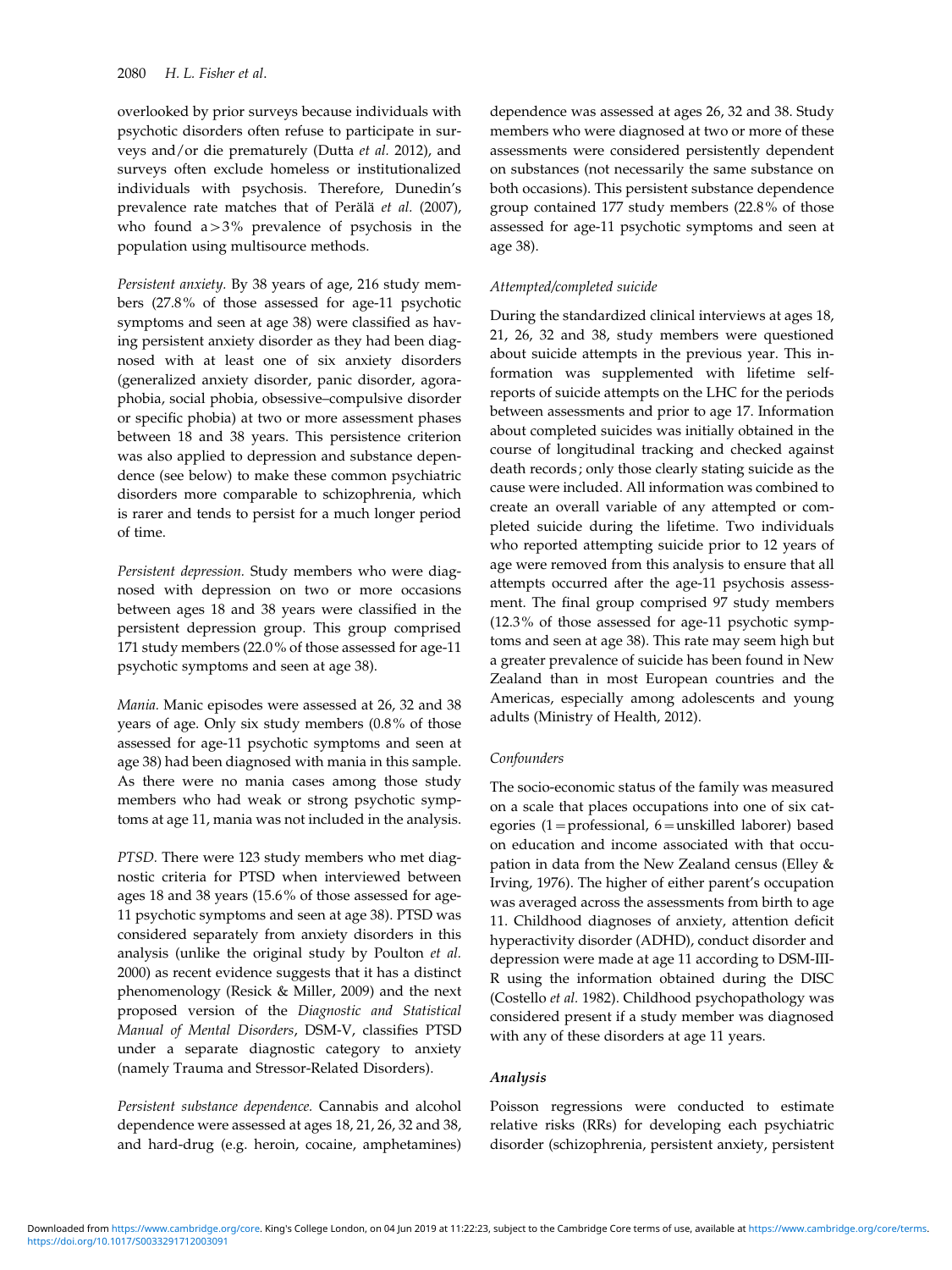overlooked by prior surveys because individuals with psychotic disorders often refuse to participate in surveys and/or die prematurely (Dutta *et al.* 2012), and surveys often exclude homeless or institutionalized individuals with psychosis. Therefore, Dunedin's prevalence rate matches that of Perälä *et al.* (2007), who found a >3% prevalence of psychosis in the population using multisource methods.

*Persistent anxiety.* By 38 years of age, 216 study members (27.8% of those assessed for age-11 psychotic symptoms and seen at age 38) were classified as having persistent anxiety disorder as they had been diagnosed with at least one of six anxiety disorders (generalized anxiety disorder, panic disorder, agoraphobia, social phobia, obsessive–compulsive disorder or specific phobia) at two or more assessment phases between 18 and 38 years. This persistence criterion was also applied to depression and substance dependence (see below) to make these common psychiatric disorders more comparable to schizophrenia, which is rarer and tends to persist for a much longer period of time.

*Persistent depression.* Study members who were diagnosed with depression on two or more occasions between ages 18 and 38 years were classified in the persistent depression group. This group comprised 171 study members (22.0% of those assessed for age-11 psychotic symptoms and seen at age 38).

*Mania.* Manic episodes were assessed at 26, 32 and 38 years of age. Only six study members (0.8% of those assessed for age-11 psychotic symptoms and seen at age 38) had been diagnosed with mania in this sample. As there were no mania cases among those study members who had weak or strong psychotic symptoms at age 11, mania was not included in the analysis.

*PTSD.* There were 123 study members who met diagnostic criteria for PTSD when interviewed between ages 18 and 38 years (15.6% of those assessed for age-11 psychotic symptoms and seen at age 38). PTSD was considered separately from anxiety disorders in this analysis (unlike the original study by Poulton *et al.* 2000) as recent evidence suggests that it has a distinct phenomenology (Resick & Miller, 2009) and the next proposed version of the *Diagnostic and Statistical Manual of Mental Disorders*, DSM-V, classifies PTSD under a separate diagnostic category to anxiety (namely Trauma and Stressor-Related Disorders).

*Persistent substance dependence.* Cannabis and alcohol dependence were assessed at ages 18, 21, 26, 32 and 38, and hard-drug (e.g. heroin, cocaine, amphetamines) dependence was assessed at ages 26, 32 and 38. Study members who were diagnosed at two or more of these assessments were considered persistently dependent on substances (not necessarily the same substance on both occasions). This persistent substance dependence group contained 177 study members (22.8% of those assessed for age-11 psychotic symptoms and seen at age 38).

### *Attempted/completed suicide*

During the standardized clinical interviews at ages 18, 21, 26, 32 and 38, study members were questioned about suicide attempts in the previous year. This information was supplemented with lifetime self-reports of suicide attempts on the LHC for the periods between assessments and prior to age 17. Information about completed suicides was initially obtained in the course of longitudinal tracking and checked against death records; only those clearly stating suicide as the cause were included. All information was combined to create an overall variable of any attempted or completed suicide during the lifetime. Two individuals who reported attempting suicide prior to 12 years of age were removed from this analysis to ensure that all attempts occurred after the age-11 psychosis assessment. The final group comprised 97 study members (12.3% of those assessed for age-11 psychotic symptoms and seen at age 38). This rate may seem high but a greater prevalence of suicide has been found in New Zealand than in most European countries and the Americas, especially among adolescents and young adults (Ministry of Health, 2012).

### *Confounders*

The socio-economic status of the family was measured on a scale that places occupations into one of six categories (1 = professional, 6 = unskilled laborer) based on education and income associated with that occupation in data from the New Zealand census (Elley & Irving, 1976). The higher of either parent's occupation was averaged across the assessments from birth to age 11. Childhood diagnoses of anxiety, attention deficit hyperactivity disorder (ADHD), conduct disorder and depression were made at age 11 according to DSM-III-R using the information obtained during the DISC (Costello *et al.* 1982). Childhood psychopathology was considered present if a study member was diagnosed with any of these disorders at age 11 years.

## *Analysis*

Poisson regressions were conducted to estimate relative risks (RRs) for developing each psychiatric disorder (schizophrenia, persistent anxiety, persistent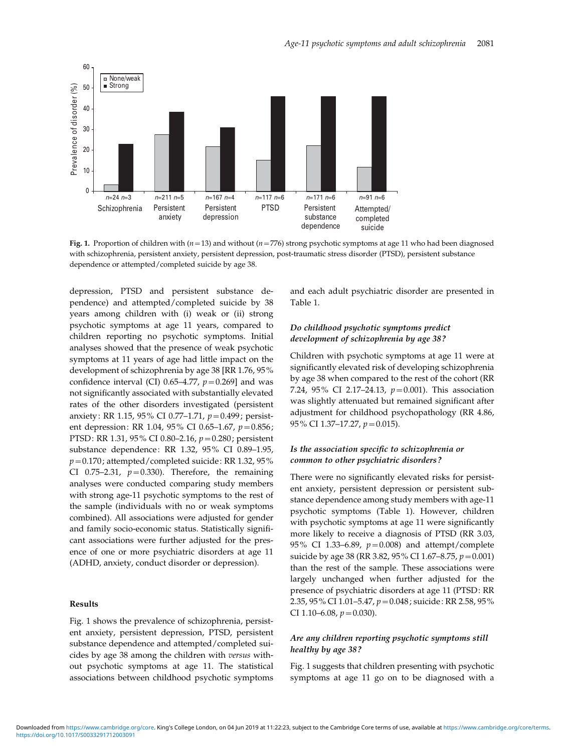**Fig. 1.** Proportion of children with ($n=13$) and without ($n=776$) strong psychotic symptoms at age 11 who had been diagnosed with schizophrenia, persistent anxiety, persistent depression, post-traumatic stress disorder (PTSD), persistent substance dependence or attempted/completed suicide by age 38.

depression, PTSD and persistent substance dependence) and attempted/completed suicide by 38 years among children with (i) weak or (ii) strong psychotic symptoms at age 11 years, compared to children reporting no psychotic symptoms. Initial analyses showed that the presence of weak psychotic symptoms at 11 years of age had little impact on the development of schizophrenia by age 38 [RR 1.76, 95% confidence interval (CI) 0.65–4.77, $p=0.269$] and was not significantly associated with substantially elevated rates of the other disorders investigated (persistent anxiety: RR 1.15, 95% CI 0.77–1.71, $p=0.499$; persistent depression: RR 1.04, 95% CI 0.65–1.67, $p=0.856$; PTSD: RR 1.31, 95% CI 0.80–2.16, $p=0.280$; persistent substance dependence: RR 1.32, 95% CI 0.89–1.95, $p=0.170$; attempted/completed suicide: RR 1.32, 95% CI 0.75–2.31, $p=0.330$). Therefore, the remaining analyses were conducted comparing study members with strong age-11 psychotic symptoms to the rest of the sample (individuals with no or weak symptoms combined). All associations were adjusted for gender and family socio-economic status. Statistically significant associations were further adjusted for the presence of one or more psychiatric disorders at age 11 (ADHD, anxiety, conduct disorder or depression).

## Results

Fig. 1 shows the prevalence of schizophrenia, persistent anxiety, persistent depression, PTSD, persistent substance dependence and attempted/completed suicides by age 38 among the children with *versus* without psychotic symptoms at age 11. The statistical associations between childhood psychotic symptoms and each adult psychiatric disorder are presented in Table 1.

### *Do childhood psychotic symptoms predict development of schizophrenia by age 38?*

Children with psychotic symptoms at age 11 were at significantly elevated risk of developing schizophrenia by age 38 when compared to the rest of the cohort (RR 7.24, 95% CI 2.17–24.13, $p=0.001$). This association was slightly attenuated but remained significant after adjustment for childhood psychopathology (RR 4.86, 95% CI 1.37–17.27, $p=0.015$).

### *Is the association specific to schizophrenia or common to other psychiatric disorders?*

There were no significantly elevated risks for persistent anxiety, persistent depression or persistent substance dependence among study members with age-11 psychotic symptoms (Table 1). However, children with psychotic symptoms at age 11 were significantly more likely to receive a diagnosis of PTSD (RR 3.03, 95% CI 1.33–6.89, $p=0.008$) and attempt/complete suicide by age 38 (RR 3.82, 95% CI 1.67–8.75, $p=0.001$) than the rest of the sample. These associations were largely unchanged when further adjusted for the presence of psychiatric disorders at age 11 (PTSD: RR 2.35, 95% CI 1.01–5.47, $p=0.048$; suicide: RR 2.58, 95% CI 1.10–6.08, $p=0.030$).

### *Are any children reporting psychotic symptoms still healthy by age 38?*

Fig. 1 suggests that children presenting with psychotic symptoms at age 11 go on to be diagnosed with a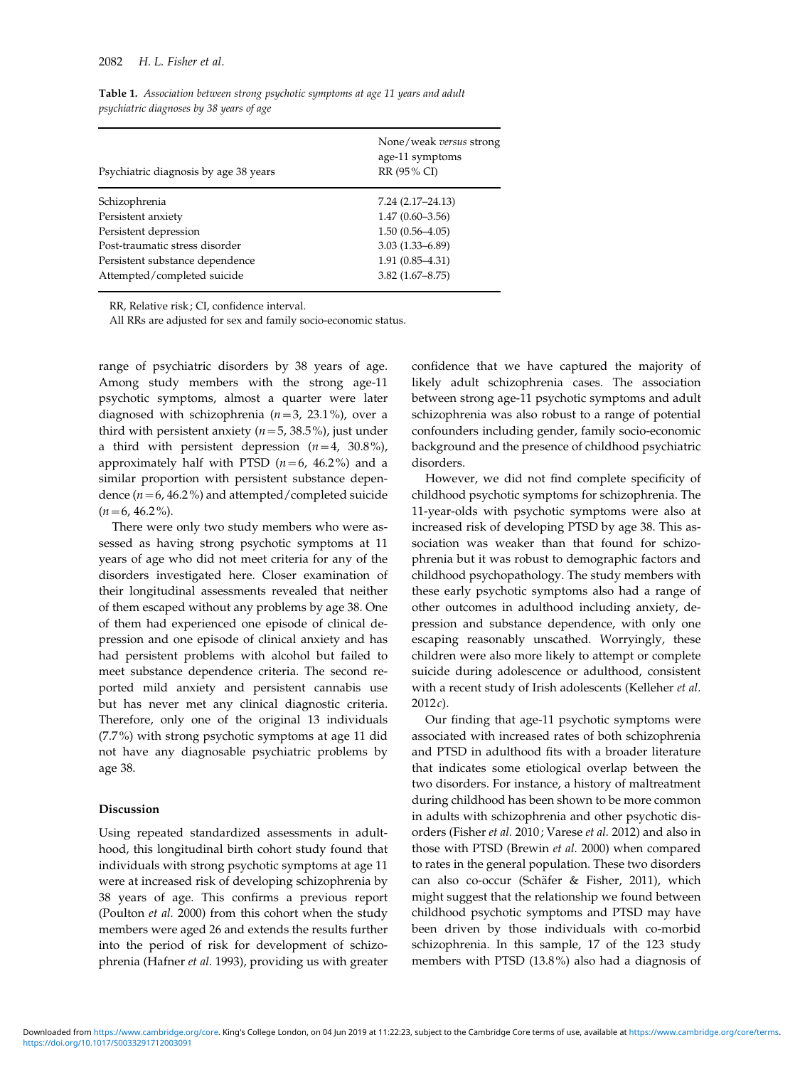**Table 1.** *Association between strong psychotic symptoms at age 11 years and adult psychiatric diagnoses by 38 years of age*

| Psychiatric diagnosis by age 38 years | None/weak *versus* strong age-11 symptoms RR (95% CI) |
|---|---|
| Schizophrenia | 7.24 (2.17–24.13) |
| Persistent anxiety | 1.47 (0.60–3.56) |
| Persistent depression | 1.50 (0.56–4.05) |
| Post-traumatic stress disorder | 3.03 (1.33–6.89) |
| Persistent substance dependence | 1.91 (0.85–4.31) |
| Attempted/completed suicide | 3.82 (1.67–8.75) |

RR, Relative risk; CI, confidence interval.

All RRs are adjusted for sex and family socio-economic status.

range of psychiatric disorders by 38 years of age. Among study members with the strong age-11 psychotic symptoms, almost a quarter were later diagnosed with schizophrenia ($n=3$, 23.1%), over a third with persistent anxiety ($n=5$, 38.5%), just under a third with persistent depression ($n=4$, 30.8%), approximately half with PTSD ($n=6$, 46.2%) and a similar proportion with persistent substance dependence ($n=6$, 46.2%) and attempted/completed suicide ($n=6$, 46.2%).

There were only two study members who were assessed as having strong psychotic symptoms at 11 years of age who did not meet criteria for any of the disorders investigated here. Closer examination of their longitudinal assessments revealed that neither of them escaped without any problems by age 38. One of them had experienced one episode of clinical depression and one episode of clinical anxiety and has had persistent problems with alcohol but failed to meet substance dependence criteria. The second reported mild anxiety and persistent cannabis use but has never met any clinical diagnostic criteria. Therefore, only one of the original 13 individuals (7.7%) with strong psychotic symptoms at age 11 did not have any diagnosable psychiatric problems by age 38.

## Discussion

Using repeated standardized assessments in adulthood, this longitudinal birth cohort study found that individuals with strong psychotic symptoms at age 11 were at increased risk of developing schizophrenia by 38 years of age. This confirms a previous report (Poulton *et al.* 2000) from this cohort when the study members were aged 26 and extends the results further into the period of risk for development of schizophrenia (Hafner *et al.* 1993), providing us with greater confidence that we have captured the majority of likely adult schizophrenia cases. The association between strong age-11 psychotic symptoms and adult schizophrenia was also robust to a range of potential confounders including gender, family socio-economic background and the presence of childhood psychiatric disorders.

However, we did not find complete specificity of childhood psychotic symptoms for schizophrenia. The 11-year-olds with psychotic symptoms were also at increased risk of developing PTSD by age 38. This association was weaker than that found for schizophrenia but it was robust to demographic factors and childhood psychopathology. The study members with these early psychotic symptoms also had a range of other outcomes in adulthood including anxiety, depression and substance dependence, with only one escaping reasonably unscathed. Worryingly, these children were also more likely to attempt or complete suicide during adolescence or adulthood, consistent with a recent study of Irish adolescents (Kelleher *et al.* 2012*c*).

Our finding that age-11 psychotic symptoms were associated with increased rates of both schizophrenia and PTSD in adulthood fits with a broader literature that indicates some etiological overlap between the two disorders. For instance, a history of maltreatment during childhood has been shown to be more common in adults with schizophrenia and other psychotic disorders (Fisher *et al.* 2010; Varese *et al.* 2012) and also in those with PTSD (Brewin *et al.* 2000) when compared to rates in the general population. These two disorders can also co-occur (Schäfer & Fisher, 2011), which might suggest that the relationship we found between childhood psychotic symptoms and PTSD may have been driven by those individuals with co-morbid schizophrenia. In this sample, 17 of the 123 study members with PTSD (13.8%) also had a diagnosis of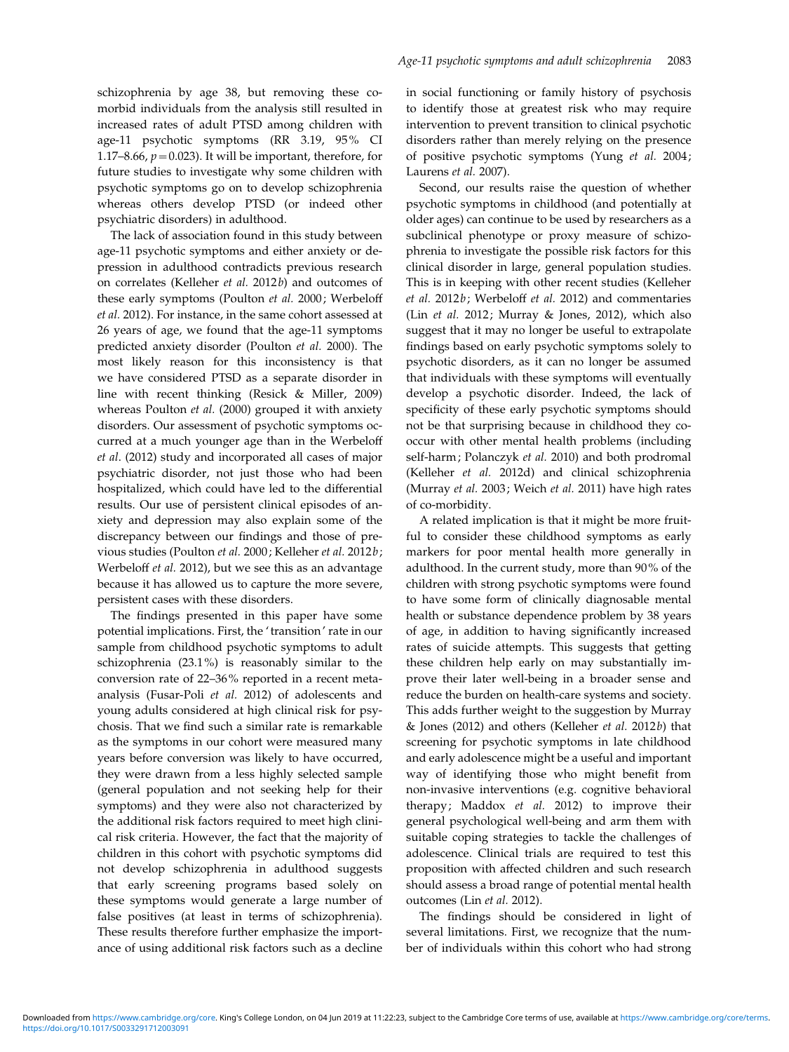schizophrenia by age 38, but removing these co-morbid individuals from the analysis still resulted in increased rates of adult PTSD among children with age-11 psychotic symptoms (RR 3.19, 95% CI 1.17–8.66, $p=0.023$). It will be important, therefore, for future studies to investigate why some children with psychotic symptoms go on to develop schizophrenia whereas others develop PTSD (or indeed other psychiatric disorders) in adulthood.

The lack of association found in this study between age-11 psychotic symptoms and either anxiety or depression in adulthood contradicts previous research on correlates (Kelleher *et al.* 2012*b*) and outcomes of these early symptoms (Poulton *et al.* 2000; Werbeloff *et al.* 2012). For instance, in the same cohort assessed at 26 years of age, we found that the age-11 symptoms predicted anxiety disorder (Poulton *et al.* 2000). The most likely reason for this inconsistency is that we have considered PTSD as a separate disorder in line with recent thinking (Resick & Miller, 2009) whereas Poulton *et al.* (2000) grouped it with anxiety disorders. Our assessment of psychotic symptoms occurred at a much younger age than in the Werbeloff *et al*. (2012) study and incorporated all cases of major psychiatric disorder, not just those who had been hospitalized, which could have led to the differential results. Our use of persistent clinical episodes of anxiety and depression may also explain some of the discrepancy between our findings and those of previous studies (Poulton *et al.* 2000; Kelleher *et al.* 2012*b*; Werbeloff *et al.* 2012), but we see this as an advantage because it has allowed us to capture the more severe, persistent cases with these disorders.

The findings presented in this paper have some potential implications. First, the 'transition' rate in our sample from childhood psychotic symptoms to adult schizophrenia (23.1%) is reasonably similar to the conversion rate of 22–36% reported in a recent meta-analysis (Fusar-Poli *et al.* 2012) of adolescents and young adults considered at high clinical risk for psychosis. That we find such a similar rate is remarkable as the symptoms in our cohort were measured many years before conversion was likely to have occurred, they were drawn from a less highly selected sample (general population and not seeking help for their symptoms) and they were also not characterized by the additional risk factors required to meet high clinical risk criteria. However, the fact that the majority of children in this cohort with psychotic symptoms did not develop schizophrenia in adulthood suggests that early screening programs based solely on these symptoms would generate a large number of false positives (at least in terms of schizophrenia). These results therefore further emphasize the importance of using additional risk factors such as a decline in social functioning or family history of psychosis to identify those at greatest risk who may require intervention to prevent transition to clinical psychotic disorders rather than merely relying on the presence of positive psychotic symptoms (Yung *et al.* 2004; Laurens *et al.* 2007).

Second, our results raise the question of whether psychotic symptoms in childhood (and potentially at older ages) can continue to be used by researchers as a subclinical phenotype or proxy measure of schizophrenia to investigate the possible risk factors for this clinical disorder in large, general population studies. This is in keeping with other recent studies (Kelleher *et al.* 2012*b*; Werbeloff *et al.* 2012) and commentaries (Lin *et al.* 2012; Murray & Jones, 2012), which also suggest that it may no longer be useful to extrapolate findings based on early psychotic symptoms solely to psychotic disorders, as it can no longer be assumed that individuals with these symptoms will eventually develop a psychotic disorder. Indeed, the lack of specificity of these early psychotic symptoms should not be that surprising because in childhood they co-occur with other mental health problems (including self-harm; Polanczyk *et al.* 2010) and both prodromal (Kelleher *et al.* 2012d) and clinical schizophrenia (Murray *et al.* 2003; Weich *et al.* 2011) have high rates of co-morbidity.

A related implication is that it might be more fruitful to consider these childhood symptoms as early markers for poor mental health more generally in adulthood. In the current study, more than 90% of the children with strong psychotic symptoms were found to have some form of clinically diagnosable mental health or substance dependence problem by 38 years of age, in addition to having significantly increased rates of suicide attempts. This suggests that getting these children help early on may substantially improve their later well-being in a broader sense and reduce the burden on health-care systems and society. This adds further weight to the suggestion by Murray & Jones (2012) and others (Kelleher *et al.* 2012*b*) that screening for psychotic symptoms in late childhood and early adolescence might be a useful and important way of identifying those who might benefit from non-invasive interventions (e.g. cognitive behavioral therapy; Maddox *et al.* 2012) to improve their general psychological well-being and arm them with suitable coping strategies to tackle the challenges of adolescence. Clinical trials are required to test this proposition with affected children and such research should assess a broad range of potential mental health outcomes (Lin *et al.* 2012).

The findings should be considered in light of several limitations. First, we recognize that the number of individuals within this cohort who had strong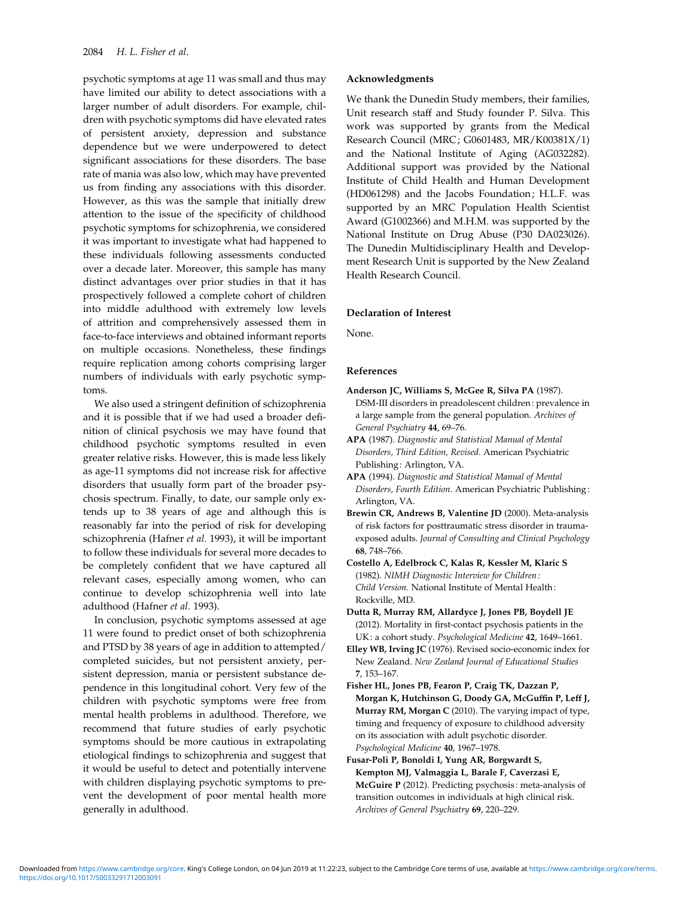psychotic symptoms at age 11 was small and thus may have limited our ability to detect associations with a larger number of adult disorders. For example, children with psychotic symptoms did have elevated rates of persistent anxiety, depression and substance dependence but we were underpowered to detect significant associations for these disorders. The base rate of mania was also low, which may have prevented us from finding any associations with this disorder. However, as this was the sample that initially drew attention to the issue of the specificity of childhood psychotic symptoms for schizophrenia, we considered it was important to investigate what had happened to these individuals following assessments conducted over a decade later. Moreover, this sample has many distinct advantages over prior studies in that it has prospectively followed a complete cohort of children into middle adulthood with extremely low levels of attrition and comprehensively assessed them in face-to-face interviews and obtained informant reports on multiple occasions. Nonetheless, these findings require replication among cohorts comprising larger numbers of individuals with early psychotic symptoms.

We also used a stringent definition of schizophrenia and it is possible that if we had used a broader definition of clinical psychosis we may have found that childhood psychotic symptoms resulted in even greater relative risks. However, this is made less likely as age-11 symptoms did not increase risk for affective disorders that usually form part of the broader psychosis spectrum. Finally, to date, our sample only extends up to 38 years of age and although this is reasonably far into the period of risk for developing schizophrenia (Hafner *et al.* 1993), it will be important to follow these individuals for several more decades to be completely confident that we have captured all relevant cases, especially among women, who can continue to develop schizophrenia well into late adulthood (Hafner *et al.* 1993).

In conclusion, psychotic symptoms assessed at age 11 were found to predict onset of both schizophrenia and PTSD by 38 years of age in addition to attempted/completed suicides, but not persistent anxiety, persistent depression, mania or persistent substance dependence in this longitudinal cohort. Very few of the children with psychotic symptoms were free from mental health problems in adulthood. Therefore, we recommend that future studies of early psychotic symptoms should be more cautious in extrapolating etiological findings to schizophrenia and suggest that it would be useful to detect and potentially intervene with children displaying psychotic symptoms to prevent the development of poor mental health more generally in adulthood.

## Acknowledgments

We thank the Dunedin Study members, their families, Unit research staff and Study founder P. Silva. This work was supported by grants from the Medical Research Council (MRC; G0601483, MR/K00381X/1) and the National Institute of Aging (AG032282). Additional support was provided by the National Institute of Child Health and Human Development (HD061298) and the Jacobs Foundation; H.L.F. was supported by an MRC Population Health Scientist Award (G1002366) and M.H.M. was supported by the National Institute on Drug Abuse (P30 DA023026). The Dunedin Multidisciplinary Health and Development Research Unit is supported by the New Zealand Health Research Council.

## Declaration of Interest

None.

## References

**Anderson JC, Williams S, McGee R, Silva PA** (1987). DSM-III disorders in preadolescent children: prevalence in a large sample from the general population. *Archives of General Psychiatry* **44**, 69–76.

**APA** (1987). *Diagnostic and Statistical Manual of Mental Disorders, Third Edition, Revised*. American Psychiatric Publishing: Arlington, VA.

**APA** (1994). *Diagnostic and Statistical Manual of Mental Disorders, Fourth Edition*. American Psychiatric Publishing: Arlington, VA.

**Brewin CR, Andrews B, Valentine JD** (2000). Meta-analysis of risk factors for posttraumatic stress disorder in trauma-exposed adults. *Journal of Consulting and Clinical Psychology* **68**, 748–766.

**Costello A, Edelbrock C, Kalas R, Kessler M, Klaric S** (1982). *NIMH Diagnostic Interview for Children: Child Version.* National Institute of Mental Health: Rockville, MD.

**Dutta R, Murray RM, Allardyce J, Jones PB, Boydell JE** (2012). Mortality in first-contact psychosis patients in the UK: a cohort study. *Psychological Medicine* **42**, 1649–1661.

**Elley WB, Irving JC** (1976). Revised socio-economic index for New Zealand. *New Zealand Journal of Educational Studies* **7**, 153–167.

**Fisher HL, Jones PB, Fearon P, Craig TK, Dazzan P, Morgan K, Hutchinson G, Doody GA, McGuffin P, Leff J, Murray RM, Morgan C** (2010). The varying impact of type, timing and frequency of exposure to childhood adversity on its association with adult psychotic disorder. *Psychological Medicine* **40**, 1967–1978.

**Fusar-Poli P, Bonoldi I, Yung AR, Borgwardt S, Kempton MJ, Valmaggia L, Barale F, Caverzasi E, McGuire P** (2012). Predicting psychosis: meta-analysis of transition outcomes in individuals at high clinical risk. *Archives of General Psychiatry* **69**, 220–229.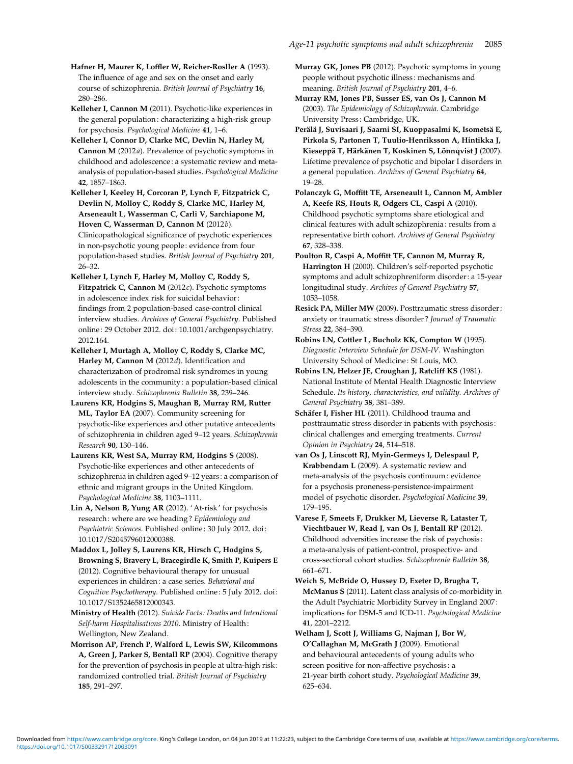**Hafner H, Maurer K, Loffler W, Reicher-Rossler A** (1993). The influence of age and sex on the onset and early course of schizophrenia. *British Journal of Psychiatry* **16**, 280–286.

**Kelleher I, Cannon M** (2011). Psychotic-like experiences in the general population: characterizing a high-risk group for psychosis. *Psychological Medicine* **41**, 1–6.

**Kelleher I, Connor D, Clarke MC, Devlin N, Harley M, Cannon M** (2012*a*). Prevalence of psychotic symptoms in childhood and adolescence: a systematic review and meta-analysis of population-based studies. *Psychological Medicine* **42**, 1857–1863.

**Kelleher I, Keeley H, Corcoran P, Lynch F, Fitzpatrick C, Devlin N, Molloy C, Roddy S, Clarke MC, Harley M, Arseneault L, Wasserman C, Carli V, Sarchiapone M, Hoven C, Wasserman D, Cannon M** (2012*b*). Clinicopathological significance of psychotic experiences in non-psychotic young people: evidence from four population-based studies. *British Journal of Psychiatry* **201**, 26–32.

**Kelleher I, Lynch F, Harley M, Molloy C, Roddy S, Fitzpatrick C, Cannon M** (2012*c*). Psychotic symptoms in adolescence index risk for suicidal behavior: findings from 2 population-based case-control clinical interview studies. *Archives of General Psychiatry*. Published online: 29 October 2012. doi: 10.1001/archgenpsychiatry.2012.164.

**Kelleher I, Murtagh A, Molloy C, Roddy S, Clarke MC, Harley M, Cannon M** (2012*d*). Identification and characterization of prodromal risk syndromes in young adolescents in the community: a population-based clinical interview study. *Schizophrenia Bulletin* **38**, 239–246.

**Laurens KR, Hodgins S, Maughan B, Murray RM, Rutter ML, Taylor EA** (2007). Community screening for psychotic-like experiences and other putative antecedents of schizophrenia in children aged 9–12 years. *Schizophrenia Research* **90**, 130–146.

**Laurens KR, West SA, Murray RM, Hodgins S** (2008). Psychotic-like experiences and other antecedents of schizophrenia in children aged 9–12 years: a comparison of ethnic and migrant groups in the United Kingdom. *Psychological Medicine* **38**, 1103–1111.

**Lin A, Nelson B, Yung AR** (2012). 'At-risk' for psychosis research: where are we heading? *Epidemiology and Psychiatric Sciences*. Published online: 30 July 2012. doi: 10.1017/S2045796012000388.

**Maddox L, Jolley S, Laurens KR, Hirsch C, Hodgins S, Browning S, Bravery L, Bracegirdle K, Smith P, Kuipers E** (2012). Cognitive behavioural therapy for unusual experiences in children: a case series. *Behavioral and Cognitive Psychotherapy*. Published online: 5 July 2012. doi: 10.1017/S1352465812000343.

**Ministry of Health** (2012). *Suicide Facts: Deaths and Intentional Self-harm Hospitalisations 2010*. Ministry of Health: Wellington, New Zealand.

**Morrison AP, French P, Walford L, Lewis SW, Kilcommons A, Green J, Parker S, Bentall RP** (2004). Cognitive therapy for the prevention of psychosis in people at ultra-high risk: randomized controlled trial. *British Journal of Psychiatry* **185**, 291–297.

**Murray GK, Jones PB** (2012). Psychotic symptoms in young people without psychotic illness: mechanisms and meaning. *British Journal of Psychiatry* **201**, 4–6.

**Murray RM, Jones PB, Susser ES, van Os J, Cannon M** (2003). *The Epidemiology of Schizophrenia*. Cambridge University Press: Cambridge, UK.

**Perälä J, Suvisaari J, Saarni SI, Kuoppasalmi K, Isometsä E, Pirkola S, Partonen T, Tuulio-Henriksson A, Hintikka J, Kieseppä T, Härkänen T, Koskinen S, Lönnqvist J** (2007). Lifetime prevalence of psychotic and bipolar I disorders in a general population. *Archives of General Psychiatry* **64**, 19–28.

**Polanczyk G, Moffitt TE, Arseneault L, Cannon M, Ambler A, Keefe RS, Houts R, Odgers CL, Caspi A** (2010). Childhood psychotic symptoms share etiological and clinical features with adult schizophrenia: results from a representative birth cohort. *Archives of General Psychiatry* **67**, 328–338.

**Poulton R, Caspi A, Moffitt TE, Cannon M, Murray R, Harrington H** (2000). Children's self-reported psychotic symptoms and adult schizophreniform disorder: a 15-year longitudinal study. *Archives of General Psychiatry* **57**, 1053–1058.

**Resick PA, Miller MW** (2009). Posttraumatic stress disorder: anxiety or traumatic stress disorder? *Journal of Traumatic Stress* **22**, 384–390.

**Robins LN, Cottler L, Bucholz KK, Compton W** (1995). *Diagnostic Interview Schedule for DSM-IV*. Washington University School of Medicine: St Louis, MO.

**Robins LN, Helzer JE, Croughan J, Ratcliff KS** (1981). National Institute of Mental Health Diagnostic Interview Schedule. *Its history, characteristics, and validity. Archives of General Psychiatry* **38**, 381–389.

**Schäfer I, Fisher HL** (2011). Childhood trauma and posttraumatic stress disorder in patients with psychosis: clinical challenges and emerging treatments. *Current Opinion in Psychiatry* **24**, 514–518.

**van Os J, Linscott RJ, Myin-Germeys I, Delespaul P, Krabbendam L** (2009). A systematic review and meta-analysis of the psychosis continuum: evidence for a psychosis proneness-persistence-impairment model of psychotic disorder. *Psychological Medicine* **39**, 179–195.

**Varese F, Smeets F, Drukker M, Lieverse R, Lataster T, Viechtbauer W, Read J, van Os J, Bentall RP** (2012). Childhood adversities increase the risk of psychosis: a meta-analysis of patient-control, prospective- and cross-sectional cohort studies. *Schizophrenia Bulletin* **38**, 661–671.

**Weich S, McBride O, Hussey D, Exeter D, Brugha T, McManus S** (2011). Latent class analysis of co-morbidity in the Adult Psychiatric Morbidity Survey in England 2007: implications for DSM-5 and ICD-11. *Psychological Medicine* **41**, 2201–2212.

**Welham J, Scott J, Williams G, Najman J, Bor W, O'Callaghan M, McGrath J** (2009). Emotional and behavioural antecedents of young adults who screen positive for non-affective psychosis: a 21-year birth cohort study. *Psychological Medicine* **39**, 625–634.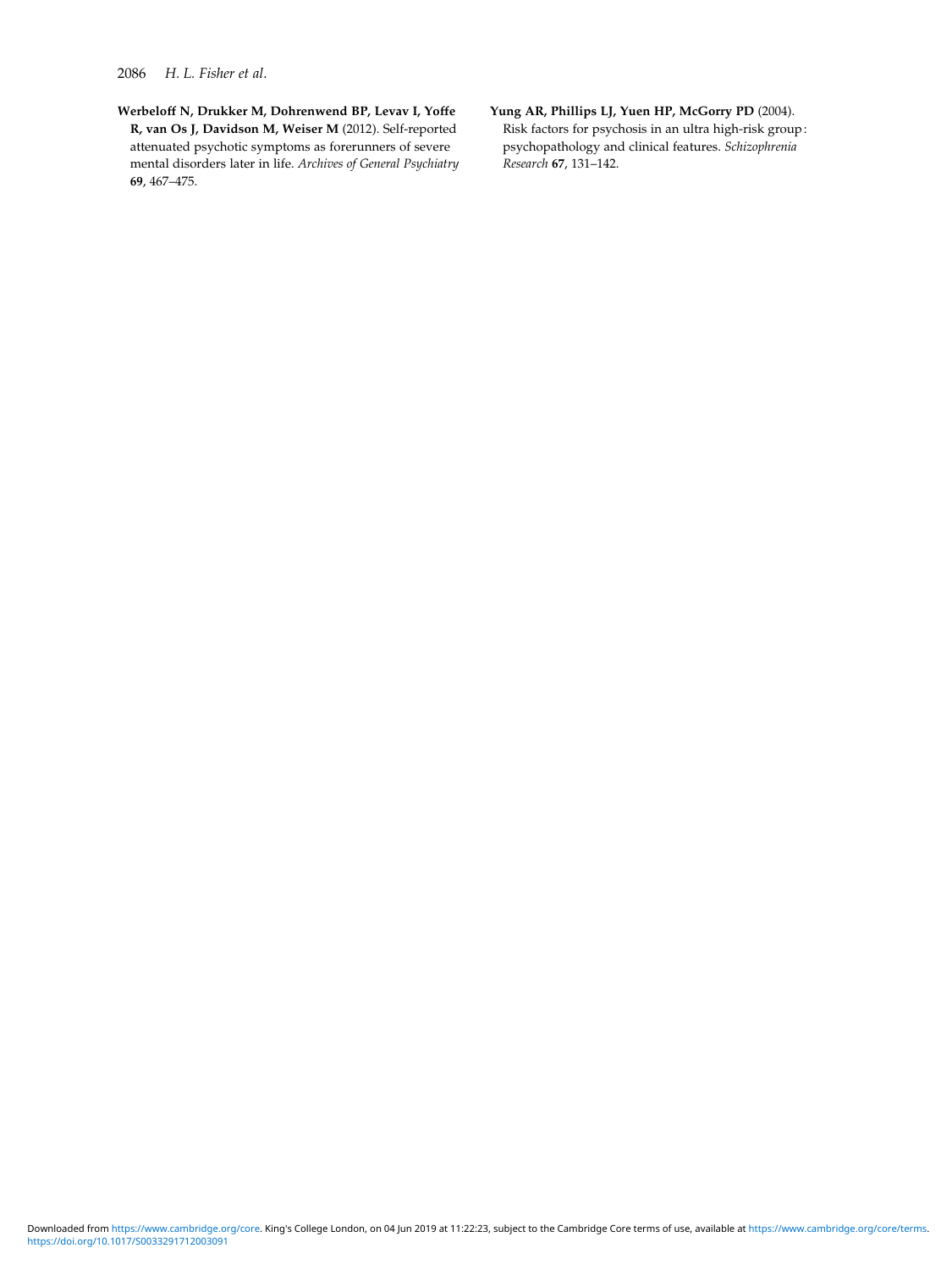**Werbeloff N, Drukker M, Dohrenwend BP, Levav I, Yoffe R, van Os J, Davidson M, Weiser M** (2012). Self-reported attenuated psychotic symptoms as forerunners of severe mental disorders later in life. *Archives of General Psychiatry* **69**, 467–475.

**Yung AR, Phillips LJ, Yuen HP, McGorry PD** (2004). Risk factors for psychosis in an ultra high-risk group: psychopathology and clinical features. *Schizophrenia Research* **67**, 131–142.